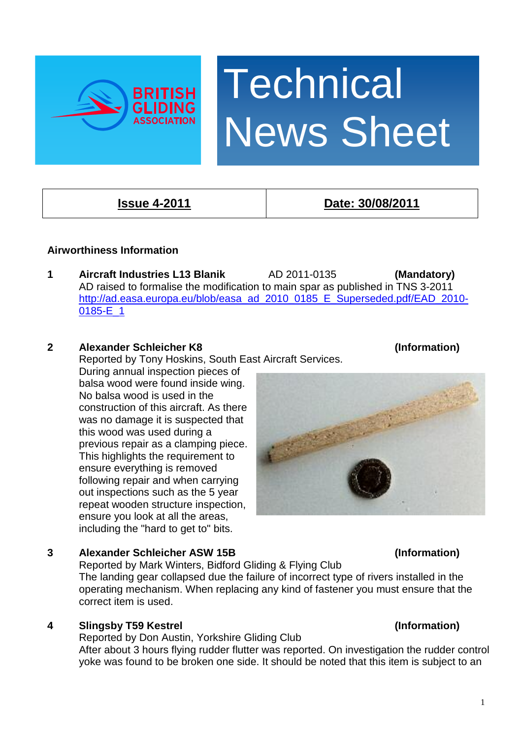# Technical News Sheet

BRITISH GLIDING ASSOCIATION

| **Issue 4-2011** | **Date: 30/08/2011** |
|---|---|

**Airworthiness Information**

**1 Aircraft Industries L13 Blanik** AD 2011-0135 **(Mandatory)**

AD raised to formalise the modification to main spar as published in TNS 3-2011
http://ad.easa.europa.eu/blob/easa_ad_2010_0185_E_Superseded.pdf/EAD_2010-0185-E_1

**2 Alexander Schleicher K8** **(Information)**

Reported by Tony Hoskins, South East Aircraft Services.
During annual inspection pieces of balsa wood were found inside wing. No balsa wood is used in the construction of this aircraft. As there was no damage it is suspected that this wood was used during a previous repair as a clamping piece. This highlights the requirement to ensure everything is removed following repair and when carrying out inspections such as the 5 year repeat wooden structure inspection, ensure you look at all the areas, including the "hard to get to" bits.

**3 Alexander Schleicher ASW 15B** **(Information)**

Reported by Mark Winters, Bidford Gliding & Flying Club
The landing gear collapsed due the failure of incorrect type of rivers installed in the operating mechanism. When replacing any kind of fastener you must ensure that the correct item is used.

**4 Slingsby T59 Kestrel** **(Information)**

Reported by Don Austin, Yorkshire Gliding Club
After about 3 hours flying rudder flutter was reported. On investigation the rudder control yoke was found to be broken one side. It should be noted that this item is subject to an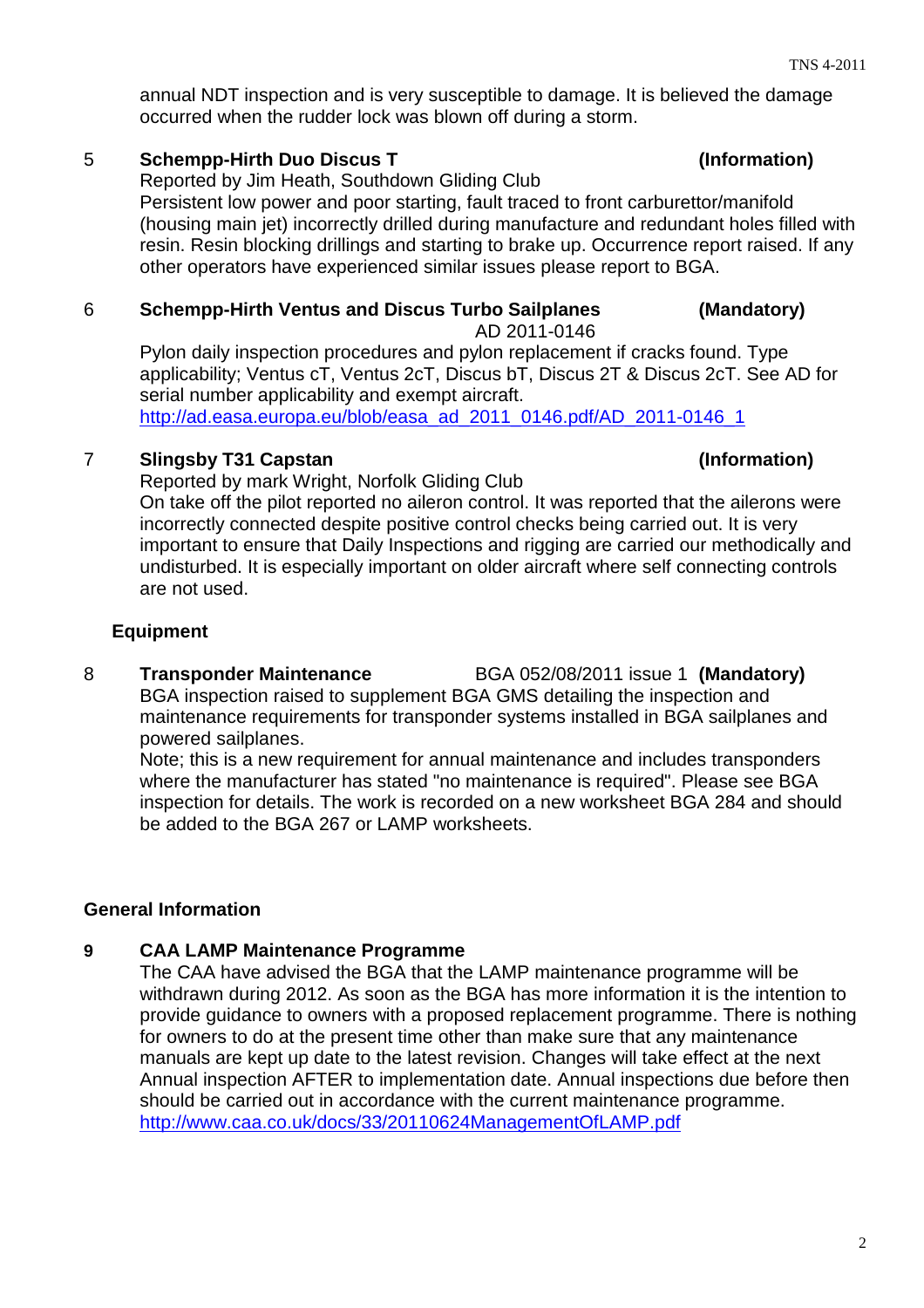annual NDT inspection and is very susceptible to damage. It is believed the damage occurred when the rudder lock was blown off during a storm.

5 **Schempp-Hirth Duo Discus T** **(Information)**

Reported by Jim Heath, Southdown Gliding Club

Persistent low power and poor starting, fault traced to front carburettor/manifold (housing main jet) incorrectly drilled during manufacture and redundant holes filled with resin. Resin blocking drillings and starting to brake up. Occurrence report raised. If any other operators have experienced similar issues please report to BGA.

6 **Schempp-Hirth Ventus and Discus Turbo Sailplanes** **(Mandatory)**

AD 2011-0146

Pylon daily inspection procedures and pylon replacement if cracks found. Type applicability; Ventus cT, Ventus 2cT, Discus bT, Discus 2T & Discus 2cT. See AD for serial number applicability and exempt aircraft.

http://ad.easa.europa.eu/blob/easa_ad_2011_0146.pdf/AD_2011-0146_1

7 **Slingsby T31 Capstan** **(Information)**

Reported by mark Wright, Norfolk Gliding Club

On take off the pilot reported no aileron control. It was reported that the ailerons were incorrectly connected despite positive control checks being carried out. It is very important to ensure that Daily Inspections and rigging are carried our methodically and undisturbed. It is especially important on older aircraft where self connecting controls are not used.

## Equipment

8 **Transponder Maintenance** BGA 052/08/2011 issue 1 **(Mandatory)**

BGA inspection raised to supplement BGA GMS detailing the inspection and maintenance requirements for transponder systems installed in BGA sailplanes and powered sailplanes.

Note; this is a new requirement for annual maintenance and includes transponders where the manufacturer has stated "no maintenance is required". Please see BGA inspection for details. The work is recorded on a new worksheet BGA 284 and should be added to the BGA 267 or LAMP worksheets.

## General Information

**9 CAA LAMP Maintenance Programme**

The CAA have advised the BGA that the LAMP maintenance programme will be withdrawn during 2012. As soon as the BGA has more information it is the intention to provide guidance to owners with a proposed replacement programme. There is nothing for owners to do at the present time other than make sure that any maintenance manuals are kept up date to the latest revision. Changes will take effect at the next Annual inspection AFTER to implementation date. Annual inspections due before then should be carried out in accordance with the current maintenance programme.

http://www.caa.co.uk/docs/33/20110624ManagementOfLAMP.pdf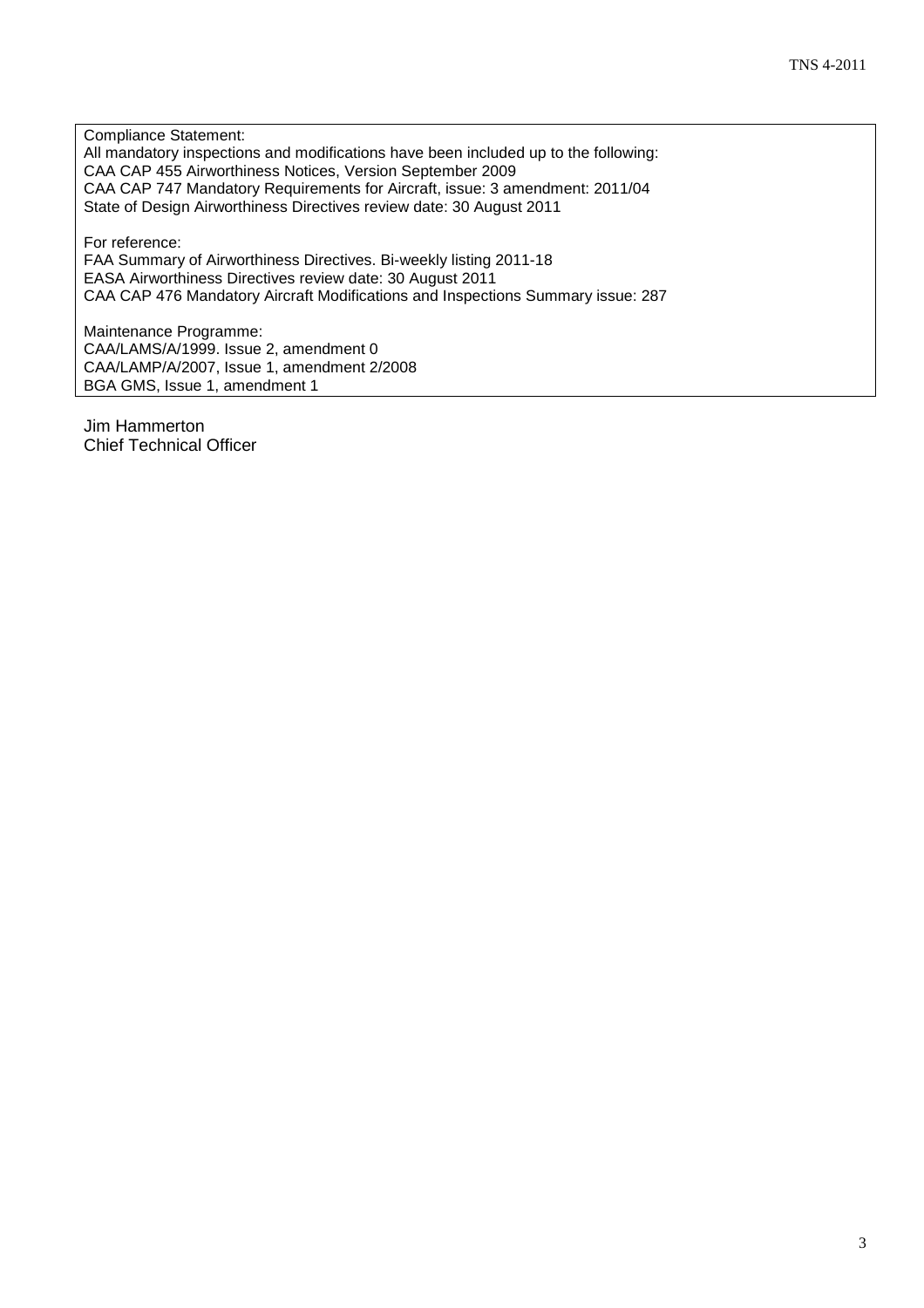Compliance Statement:
All mandatory inspections and modifications have been included up to the following:
CAA CAP 455 Airworthiness Notices, Version September 2009
CAA CAP 747 Mandatory Requirements for Aircraft, issue: 3 amendment: 2011/04
State of Design Airworthiness Directives review date: 30 August 2011

For reference:
FAA Summary of Airworthiness Directives. Bi-weekly listing 2011-18
EASA Airworthiness Directives review date: 30 August 2011
CAA CAP 476 Mandatory Aircraft Modifications and Inspections Summary issue: 287

Maintenance Programme:
CAA/LAMS/A/1999. Issue 2, amendment 0
CAA/LAMP/A/2007, Issue 1, amendment 2/2008
BGA GMS, Issue 1, amendment 1

Jim Hammerton
Chief Technical Officer